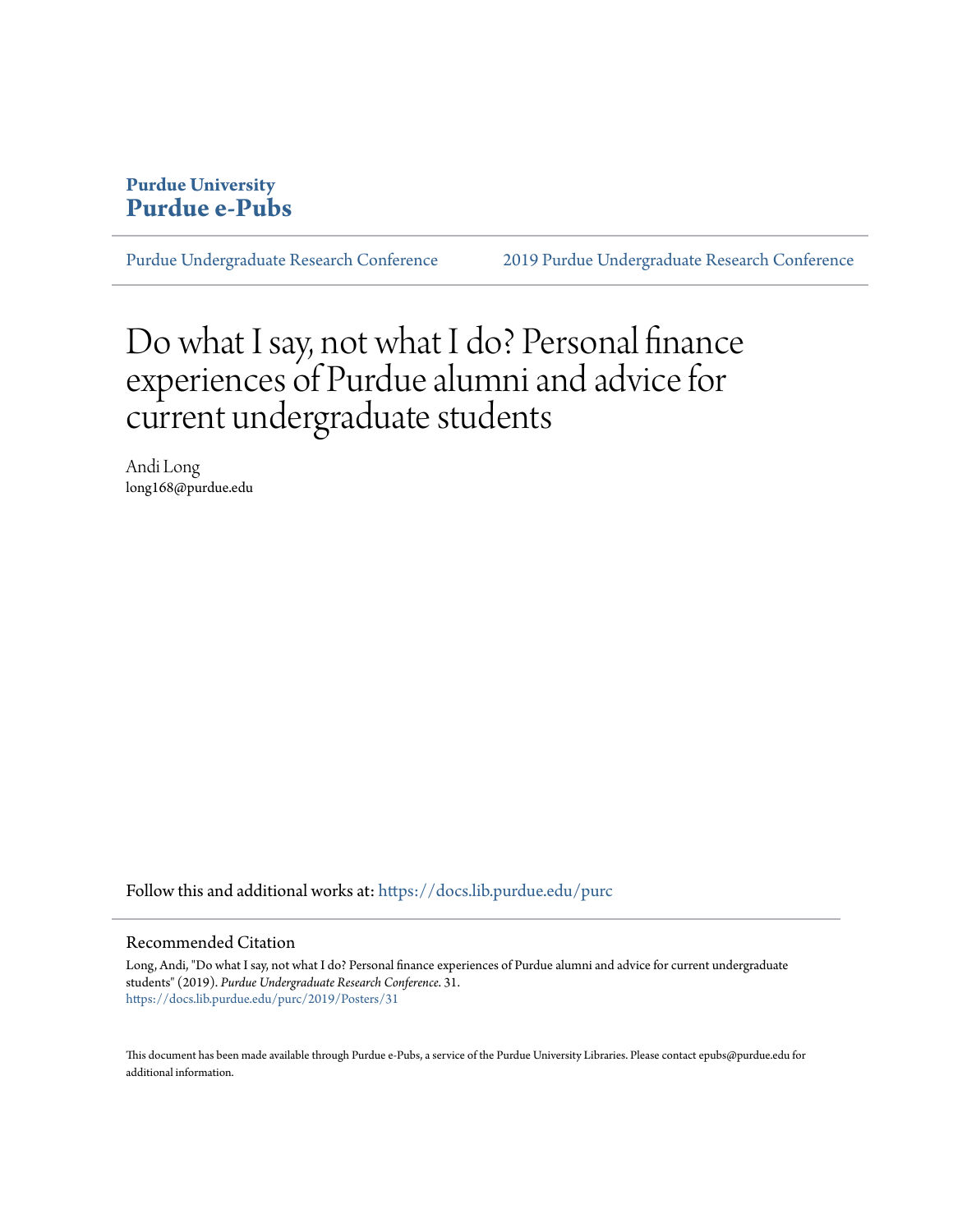**Purdue University**
**Purdue e-Pubs**

Purdue Undergraduate Research Conference | 2019 Purdue Undergraduate Research Conference

# Do what I say, not what I do? Personal finance experiences of Purdue alumni and advice for current undergraduate students

Andi Long
long168@purdue.edu

Follow this and additional works at: https://docs.lib.purdue.edu/purc

## Recommended Citation

Long, Andi, "Do what I say, not what I do? Personal finance experiences of Purdue alumni and advice for current undergraduate students" (2019). *Purdue Undergraduate Research Conference*. 31.
https://docs.lib.purdue.edu/purc/2019/Posters/31

This document has been made available through Purdue e-Pubs, a service of the Purdue University Libraries. Please contact epubs@purdue.edu for additional information.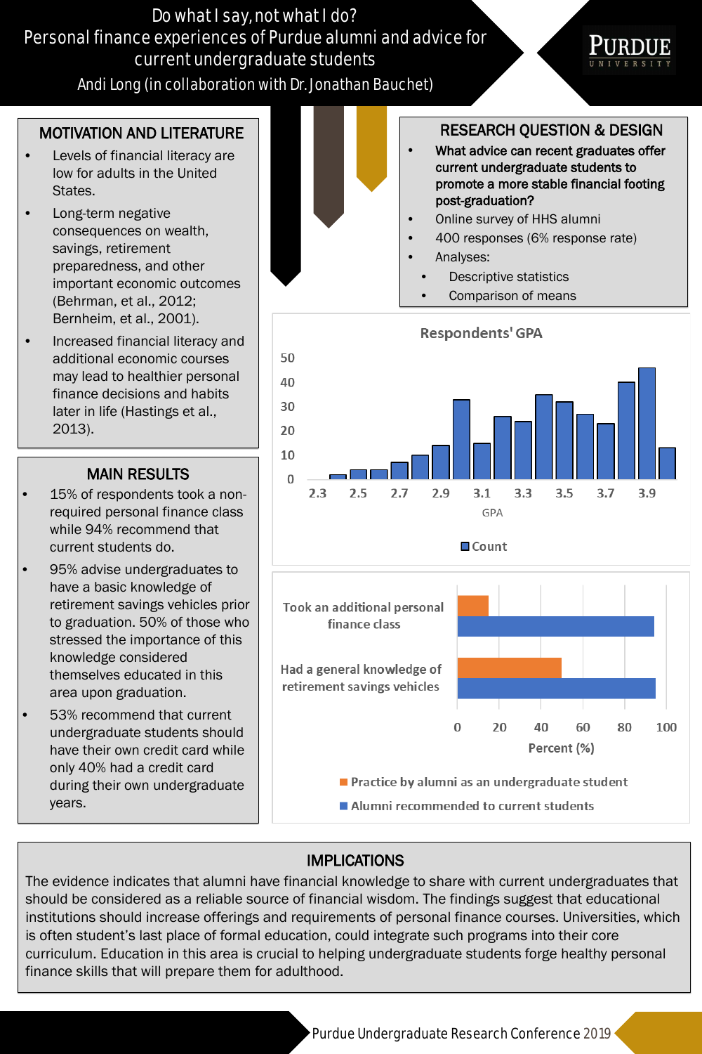# Do what I say, not what I do? Personal finance experiences of Purdue alumni and advice for current undergraduate students

Andi Long (in collaboration with Dr. Jonathan Bauchet)

PURDUE UNIVERSITY

## MOTIVATION AND LITERATURE

- Levels of financial literacy are low for adults in the United States.
- Long-term negative consequences on wealth, savings, retirement preparedness, and other important economic outcomes (Behrman, et al., 2012; Bernheim, et al., 2001).
- Increased financial literacy and additional economic courses may lead to healthier personal finance decisions and habits later in life (Hastings et al., 2013).

## RESEARCH QUESTION & DESIGN

- **What advice can recent graduates offer current undergraduate students to promote a more stable financial footing post-graduation?**
- Online survey of HHS alumni
- 400 responses (6% response rate)
- Analyses:
  - Descriptive statistics
  - Comparison of means

Respondents' GPA

50
40
30
20
10
0

2.3 2.5 2.7 2.9 3.1 3.3 3.5 3.7 3.9

GPA

Count

## MAIN RESULTS

- 15% of respondents took a non-required personal finance class while 94% recommend that current students do.
- 95% advise undergraduates to have a basic knowledge of retirement savings vehicles prior to graduation. 50% of those who stressed the importance of this knowledge considered themselves educated in this area upon graduation.
- 53% recommend that current undergraduate students should have their own credit card while only 40% had a credit card during their own undergraduate years.

Took an additional personal finance class

Had a general knowledge of retirement savings vehicles

0 20 40 60 80 100

Percent (%)

Practice by alumni as an undergraduate student

Alumni recommended to current students

## IMPLICATIONS

The evidence indicates that alumni have financial knowledge to share with current undergraduates that should be considered as a reliable source of financial wisdom. The findings suggest that educational institutions should increase offerings and requirements of personal finance courses. Universities, which is often student's last place of formal education, could integrate such programs into their core curriculum. Education in this area is crucial to helping undergraduate students forge healthy personal finance skills that will prepare them for adulthood.

Purdue Undergraduate Research Conference 2019